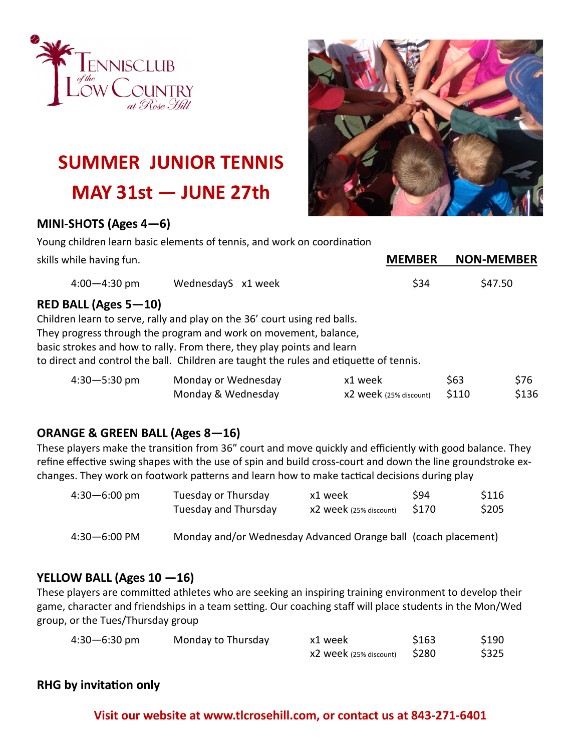TENNISCLUB *of the* LOW COUNTRY *at Rose Hill*

# SUMMER JUNIOR TENNIS
# MAY 31st — JUNE 27th

## MINI-SHOTS (Ages 4—6)

Young children learn basic elements of tennis, and work on coordination skills while having fun.

| | | | MEMBER | NON-MEMBER |
|---|---|---|---|---|
| 4:00—4:30 pm | WednesdayS | x1 week | $34 | $47.50 |

## RED BALL (Ages 5—10)

Children learn to serve, rally and play on the 36' court using red balls. They progress through the program and work on movement, balance, basic strokes and how to rally. From there, they play points and learn to direct and control the ball. Children are taught the rules and etiquette of tennis.

| | | | MEMBER | NON-MEMBER |
|---|---|---|---|---|
| 4:30—5:30 pm | Monday or Wednesday | x1 week | $63 | $76 |
| | Monday & Wednesday | x2 week (25% discount) | $110 | $136 |

## ORANGE & GREEN BALL (Ages 8—16)

These players make the transition from 36" court and move quickly and efficiently with good balance. They refine effective swing shapes with the use of spin and build cross-court and down the line groundstroke exchanges. They work on footwork patterns and learn how to make tactical decisions during play

| | | | MEMBER | NON-MEMBER |
|---|---|---|---|---|
| 4:30—6:00 pm | Tuesday or Thursday | x1 week | $94 | $116 |
| | Tuesday and Thursday | x2 week (25% discount) | $170 | $205 |

4:30—6:00 PM Monday and/or Wednesday Advanced Orange ball (coach placement)

## YELLOW BALL (Ages 10 —16)

These players are committed athletes who are seeking an inspiring training environment to develop their game, character and friendships in a team setting. Our coaching staff will place students in the Mon/Wed group, or the Tues/Thursday group

| | | | MEMBER | NON-MEMBER |
|---|---|---|---|---|
| 4:30—6:30 pm | Monday to Thursday | x1 week | $163 | $190 |
| | | x2 week (25% discount) | $280 | $325 |

**RHG by invitation only**

**Visit our website at www.tlcrosehill.com, or contact us at 843-271-6401**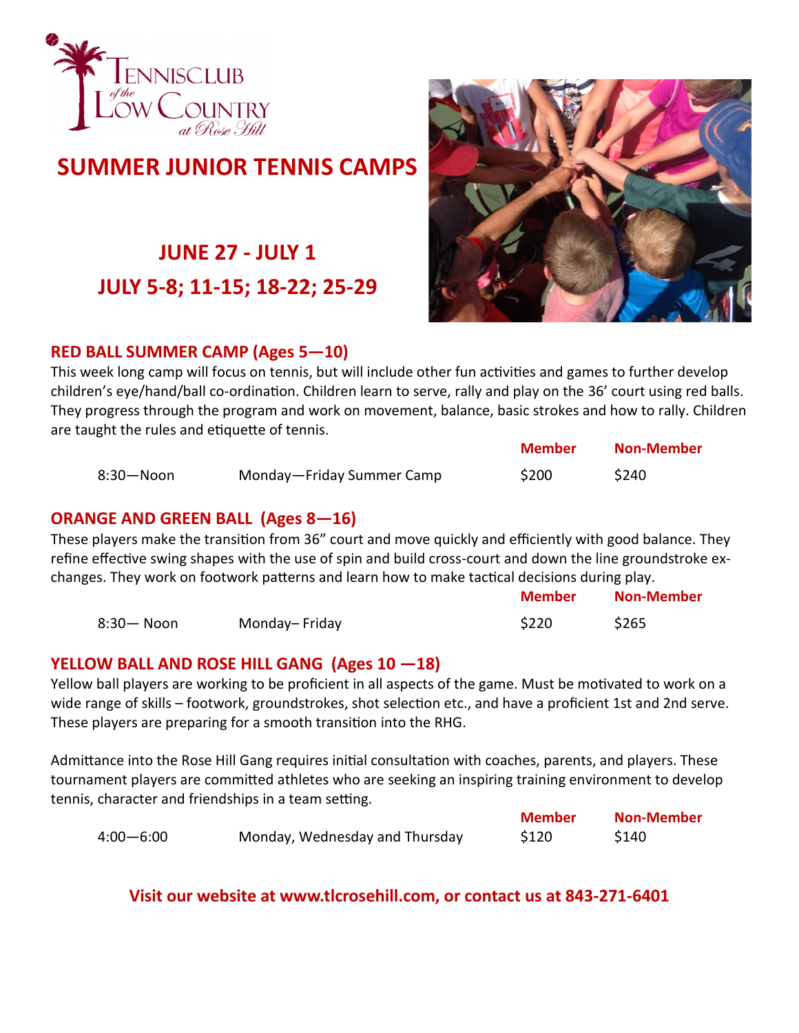TennisClub *of the* Low Country *at Rose Hill*

# SUMMER JUNIOR TENNIS CAMPS

## JUNE 27 - JULY 1
## JULY 5-8; 11-15; 18-22; 25-29

### RED BALL SUMMER CAMP (Ages 5—10)

This week long camp will focus on tennis, but will include other fun activities and games to further develop children's eye/hand/ball co-ordination. Children learn to serve, rally and play on the 36' court using red balls. They progress through the program and work on movement, balance, basic strokes and how to rally. Children are taught the rules and etiquette of tennis.

| | | Member | Non-Member |
|---|---|---|---|
| 8:30—Noon | Monday—Friday Summer Camp | $200 | $240 |

### ORANGE AND GREEN BALL (Ages 8—16)

These players make the transition from 36" court and move quickly and efficiently with good balance. They refine effective swing shapes with the use of spin and build cross-court and down the line groundstroke exchanges. They work on footwork patterns and learn how to make tactical decisions during play.

| | | Member | Non-Member |
|---|---|---|---|
| 8:30— Noon | Monday– Friday | $220 | $265 |

### YELLOW BALL AND ROSE HILL GANG (Ages 10 —18)

Yellow ball players are working to be proficient in all aspects of the game. Must be motivated to work on a wide range of skills – footwork, groundstrokes, shot selection etc., and have a proficient 1st and 2nd serve. These players are preparing for a smooth transition into the RHG.

Admittance into the Rose Hill Gang requires initial consultation with coaches, parents, and players. These tournament players are committed athletes who are seeking an inspiring training environment to develop tennis, character and friendships in a team setting.

| | | Member | Non-Member |
|---|---|---|---|
| 4:00—6:00 | Monday, Wednesday and Thursday | $120 | $140 |

**Visit our website at www.tlcrosehill.com, or contact us at 843-271-6401**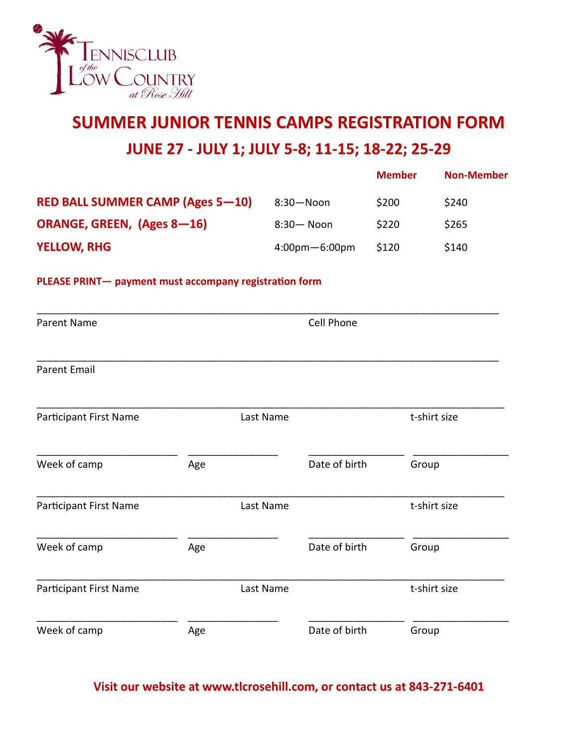TENNISCLUB *of the* LOW COUNTRY *at Rose Hill*

# SUMMER JUNIOR TENNIS CAMPS REGISTRATION FORM

## JUNE 27 - JULY 1; JULY 5-8; 11-15; 18-22; 25-29

| | | Member | Non-Member |
|---|---|---|---|
| **RED BALL SUMMER CAMP (Ages 5—10)** | 8:30—Noon | $200 | $240 |
| **ORANGE, GREEN, (Ages 8—16)** | 8:30— Noon | $220 | $265 |
| **YELLOW, RHG** | 4:00pm—6:00pm | $120 | $140 |

**PLEASE PRINT— payment must accompany registration form**

Parent Name ____________________ Cell Phone ____________________

Parent Email ____________________

Participant First Name ____________________ Last Name ____________________ t-shirt size ____________________

Week of camp ____________________ Age ____________________ Date of birth ____________________ Group ____________________

Participant First Name ____________________ Last Name ____________________ t-shirt size ____________________

Week of camp ____________________ Age ____________________ Date of birth ____________________ Group ____________________

Participant First Name ____________________ Last Name ____________________ t-shirt size ____________________

Week of camp ____________________ Age ____________________ Date of birth ____________________ Group ____________________

**Visit our website at www.tlcrosehill.com, or contact us at 843-271-6401**